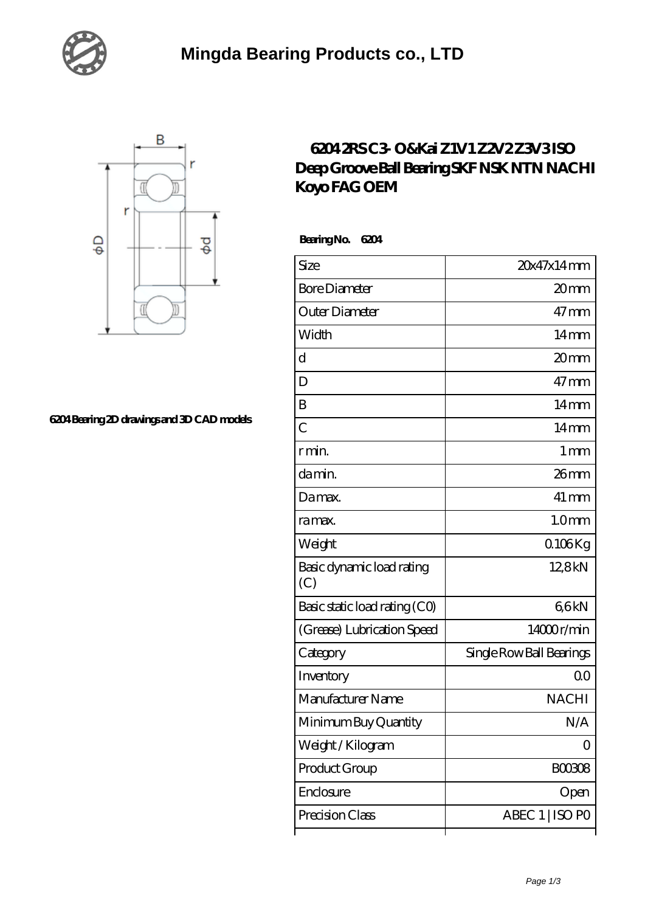# Mingda Bearing Products co., LTD

6204 Bearing 2D drawings and 3D CAD models

## 6204 2RS C3- O&Kai Z1V1 Z2V2 Z3V3 ISO Deep Groove Ball Bearing SKF NSK NTN NACHI Koyo FAG OEM

**Bearing No. 6204**

| | |
|---|---|
| Size | 20x47x14 mm |
| Bore Diameter | 20 mm |
| Outer Diameter | 47 mm |
| Width | 14 mm |
| d | 20 mm |
| D | 47 mm |
| B | 14 mm |
| C | 14 mm |
| r min. | 1 mm |
| da min. | 26 mm |
| Da max. | 41 mm |
| ra max. | 1.0 mm |
| Weight | 0.106 Kg |
| Basic dynamic load rating (C) | 12,8 kN |
| Basic static load rating (C0) | 6,6 kN |
| (Grease) Lubrication Speed | 14000 r/min |
| Category | Single Row Ball Bearings |
| Inventory | 0.0 |
| Manufacturer Name | NACHI |
| Minimum Buy Quantity | N/A |
| Weight / Kilogram | 0 |
| Product Group | B00308 |
| Enclosure | Open |
| Precision Class | ABEC 1 \| ISO P0 |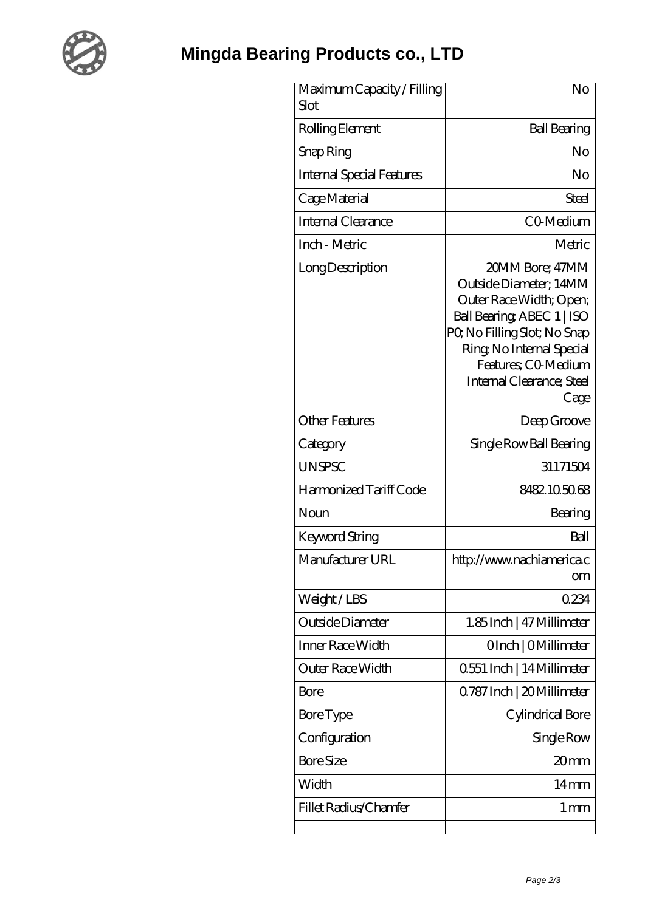# Mingda Bearing Products co., LTD

| Maximum Capacity / Filling Slot | No |
|---|---|
| Rolling Element | Ball Bearing |
| Snap Ring | No |
| Internal Special Features | No |
| Cage Material | Steel |
| Internal Clearance | C0-Medium |
| Inch - Metric | Metric |
| Long Description | 20MM Bore; 47MM Outside Diameter; 14MM Outer Race Width; Open; Ball Bearing; ABEC 1 \| ISO P0; No Filling Slot; No Snap Ring; No Internal Special Features; C0-Medium Internal Clearance; Steel Cage |
| Other Features | Deep Groove |
| Category | Single Row Ball Bearing |
| UNSPSC | 31171504 |
| Harmonized Tariff Code | 8482.10.50.68 |
| Noun | Bearing |
| Keyword String | Ball |
| Manufacturer URL | http://www.nachiamerica.com |
| Weight / LBS | 0.234 |
| Outside Diameter | 1.85 Inch \| 47 Millimeter |
| Inner Race Width | 0 Inch \| 0 Millimeter |
| Outer Race Width | 0.551 Inch \| 14 Millimeter |
| Bore | 0.787 Inch \| 20 Millimeter |
| Bore Type | Cylindrical Bore |
| Configuration | Single Row |
| Bore Size | 20 mm |
| Width | 14 mm |
| Fillet Radius/Chamfer | 1 mm |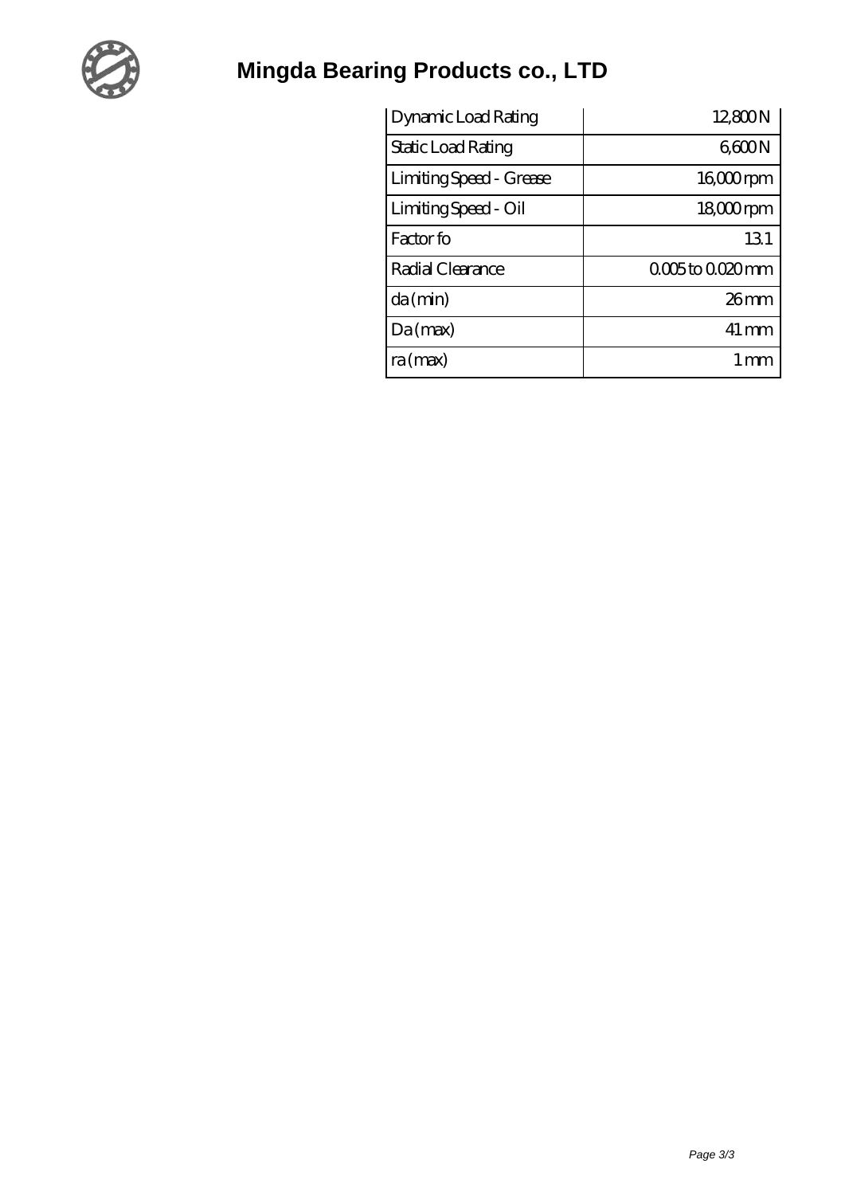# Mingda Bearing Products co., LTD

| | |
|---|---|
| Dynamic Load Rating | 12,800 N |
| Static Load Rating | 6,600 N |
| Limiting Speed - Grease | 16,000 rpm |
| Limiting Speed - Oil | 18,000 rpm |
| Factor fo | 13.1 |
| Radial Clearance | 0.005 to 0.020 mm |
| da (min) | 26 mm |
| Da (max) | 41 mm |
| ra (max) | 1 mm |